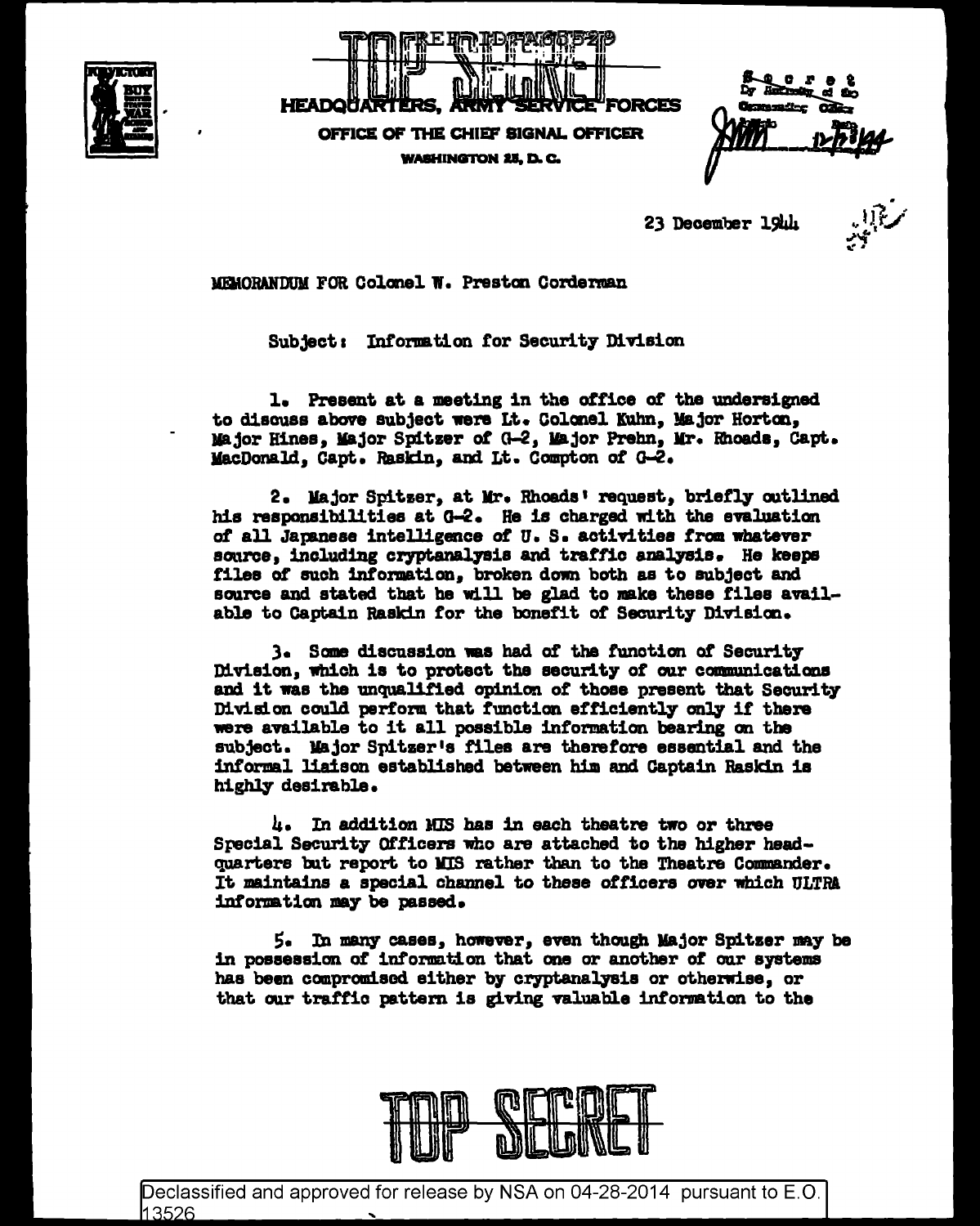REF ID:A66529

TOP SECRET

HEADQUARTERS, ARMY SERVICE FORCES

OFFICE OF THE CHIEF SIGNAL OFFICER

WASHINGTON 25, D. C.

Secret
By Authority of the
Commanding Officer
Initials Date
12-28-44

23 December 1944

MEMORANDUM FOR Colonel W. Preston Corderman

Subject: Information for Security Division

1. Present at a meeting in the office of the undersigned to discuss above subject were Lt. Colonel Kuhn, Major Horton, Major Hines, Major Spitzer of G-2, Major Prehn, Mr. Rhoads, Capt. MacDonald, Capt. Raskin, and Lt. Compton of G-2.

2. Major Spitzer, at Mr. Rhoads' request, briefly outlined his responsibilities at G-2. He is charged with the evaluation of all Japanese intelligence of U. S. activities from whatever source, including cryptanalysis and traffic analysis. He keeps files of such information, broken down both as to subject and source and stated that he will be glad to make these files available to Captain Raskin for the benefit of Security Division.

3. Some discussion was had of the function of Security Division, which is to protect the security of our communications and it was the unqualified opinion of those present that Security Division could perform that function efficiently only if there were available to it all possible information bearing on the subject. Major Spitzer's files are therefore essential and the informal liaison established between him and Captain Raskin is highly desirable.

4. In addition MIS has in each theatre two or three Special Security Officers who are attached to the higher headquarters but report to MIS rather than to the Theatre Commander. It maintains a special channel to these officers over which ULTRA information may be passed.

5. In many cases, however, even though Major Spitzer may be in possession of information that one or another of our systems has been compromised either by cryptanalysis or otherwise, or that our traffic pattern is giving valuable information to the

TOP SECRET

Declassified and approved for release by NSA on 04-28-2014 pursuant to E.O. 13526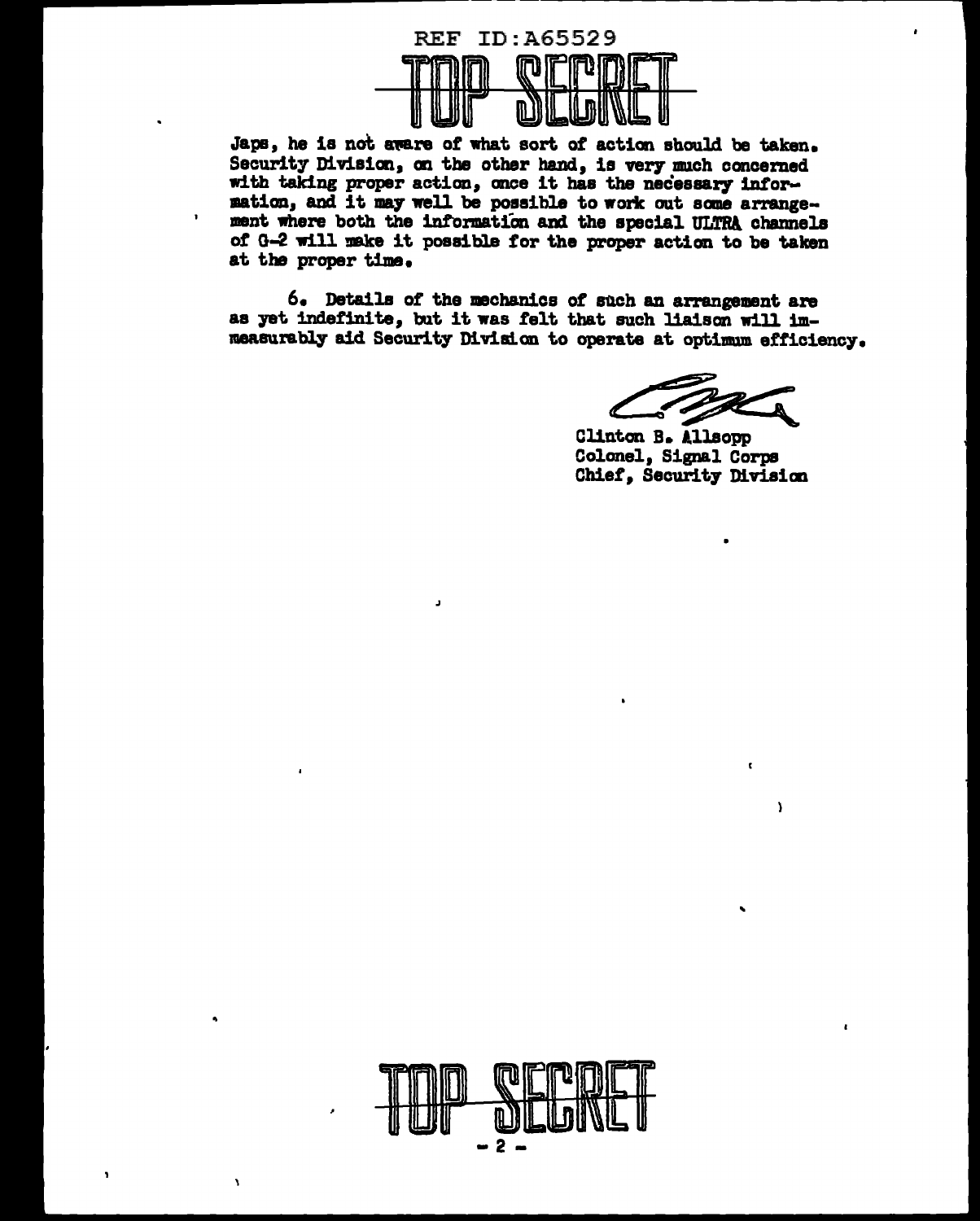TOP SECRET

Japs, he is not aware of what sort of action should be taken. Security Division, on the other hand, is very much concerned with taking proper action, once it has the necessary information, and it may well be possible to work out some arrangement where both the information and the special ULTRA channels of G-2 will make it possible for the proper action to be taken at the proper time.

6. Details of the mechanics of such an arrangement are as yet indefinite, but it was felt that such liaison will immeasurably aid Security Division to operate at optimum efficiency.

Clinton B. Allsopp
Colonel, Signal Corps
Chief, Security Division

TOP SECRET